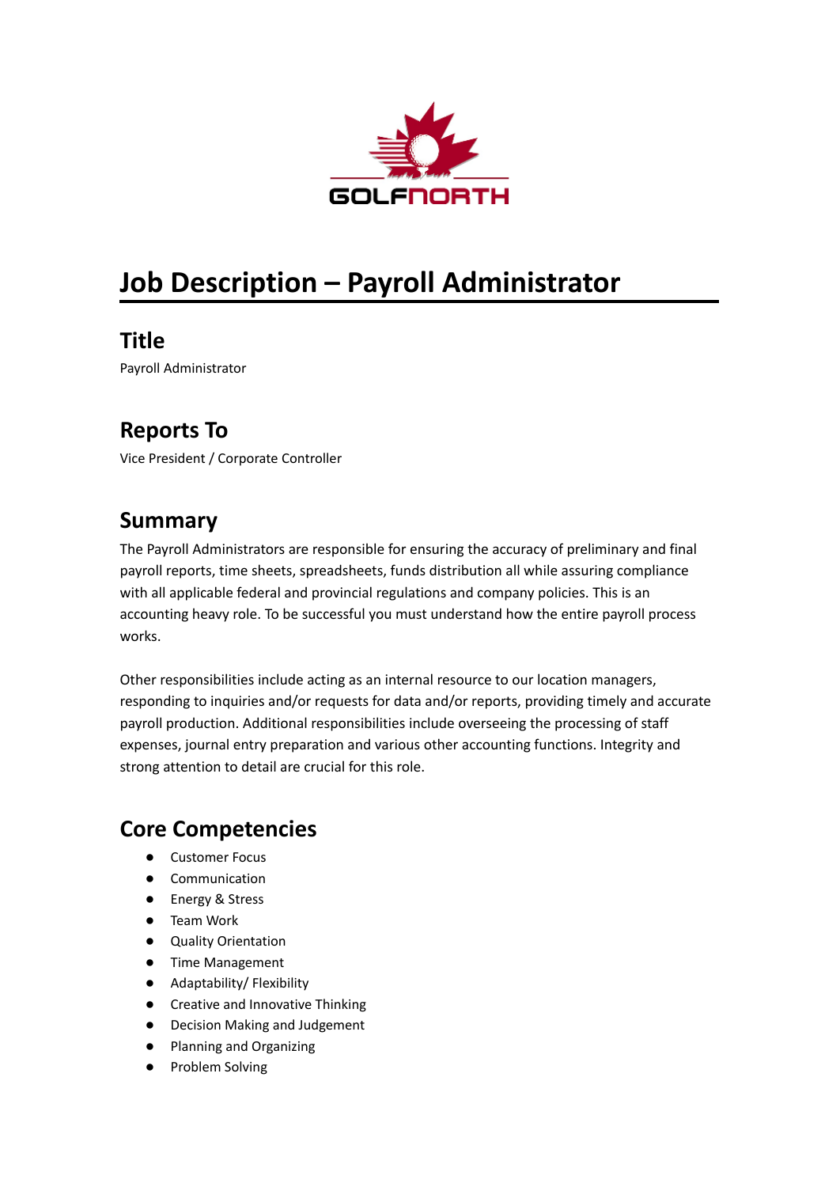# Job Description – Payroll Administrator

## Title

Payroll Administrator

## Reports To

Vice President / Corporate Controller

## Summary

The Payroll Administrators are responsible for ensuring the accuracy of preliminary and final payroll reports, time sheets, spreadsheets, funds distribution all while assuring compliance with all applicable federal and provincial regulations and company policies. This is an accounting heavy role. To be successful you must understand how the entire payroll process works.

Other responsibilities include acting as an internal resource to our location managers, responding to inquiries and/or requests for data and/or reports, providing timely and accurate payroll production. Additional responsibilities include overseeing the processing of staff expenses, journal entry preparation and various other accounting functions. Integrity and strong attention to detail are crucial for this role.

## Core Competencies

- Customer Focus
- Communication
- Energy & Stress
- Team Work
- Quality Orientation
- Time Management
- Adaptability/ Flexibility
- Creative and Innovative Thinking
- Decision Making and Judgement
- Planning and Organizing
- Problem Solving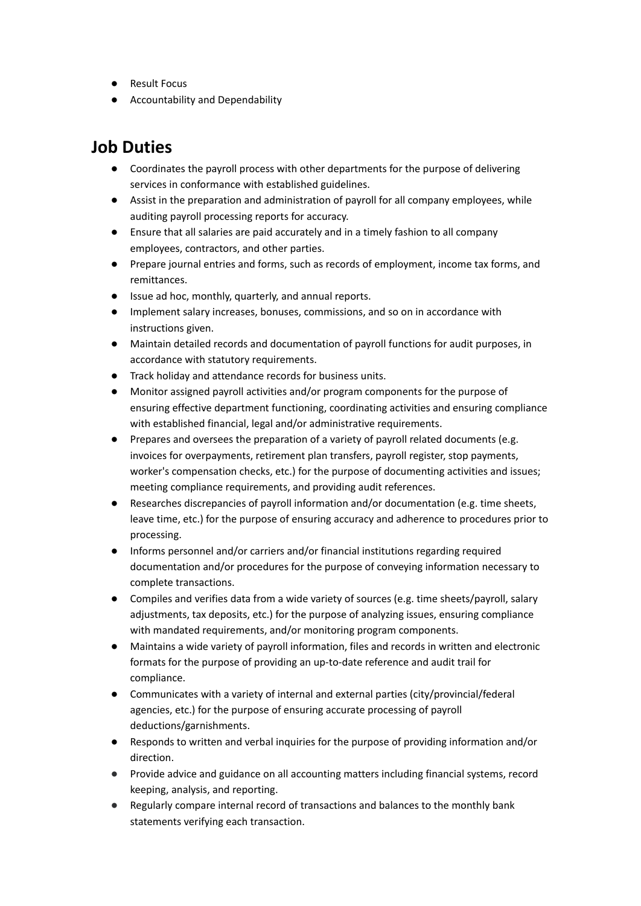- Result Focus
- Accountability and Dependability

## Job Duties

- Coordinates the payroll process with other departments for the purpose of delivering services in conformance with established guidelines.
- Assist in the preparation and administration of payroll for all company employees, while auditing payroll processing reports for accuracy.
- Ensure that all salaries are paid accurately and in a timely fashion to all company employees, contractors, and other parties.
- Prepare journal entries and forms, such as records of employment, income tax forms, and remittances.
- Issue ad hoc, monthly, quarterly, and annual reports.
- Implement salary increases, bonuses, commissions, and so on in accordance with instructions given.
- Maintain detailed records and documentation of payroll functions for audit purposes, in accordance with statutory requirements.
- Track holiday and attendance records for business units.
- Monitor assigned payroll activities and/or program components for the purpose of ensuring effective department functioning, coordinating activities and ensuring compliance with established financial, legal and/or administrative requirements.
- Prepares and oversees the preparation of a variety of payroll related documents (e.g. invoices for overpayments, retirement plan transfers, payroll register, stop payments, worker's compensation checks, etc.) for the purpose of documenting activities and issues; meeting compliance requirements, and providing audit references.
- Researches discrepancies of payroll information and/or documentation (e.g. time sheets, leave time, etc.) for the purpose of ensuring accuracy and adherence to procedures prior to processing.
- Informs personnel and/or carriers and/or financial institutions regarding required documentation and/or procedures for the purpose of conveying information necessary to complete transactions.
- Compiles and verifies data from a wide variety of sources (e.g. time sheets/payroll, salary adjustments, tax deposits, etc.) for the purpose of analyzing issues, ensuring compliance with mandated requirements, and/or monitoring program components.
- Maintains a wide variety of payroll information, files and records in written and electronic formats for the purpose of providing an up-to-date reference and audit trail for compliance.
- Communicates with a variety of internal and external parties (city/provincial/federal agencies, etc.) for the purpose of ensuring accurate processing of payroll deductions/garnishments.
- Responds to written and verbal inquiries for the purpose of providing information and/or direction.
- Provide advice and guidance on all accounting matters including financial systems, record keeping, analysis, and reporting.
- Regularly compare internal record of transactions and balances to the monthly bank statements verifying each transaction.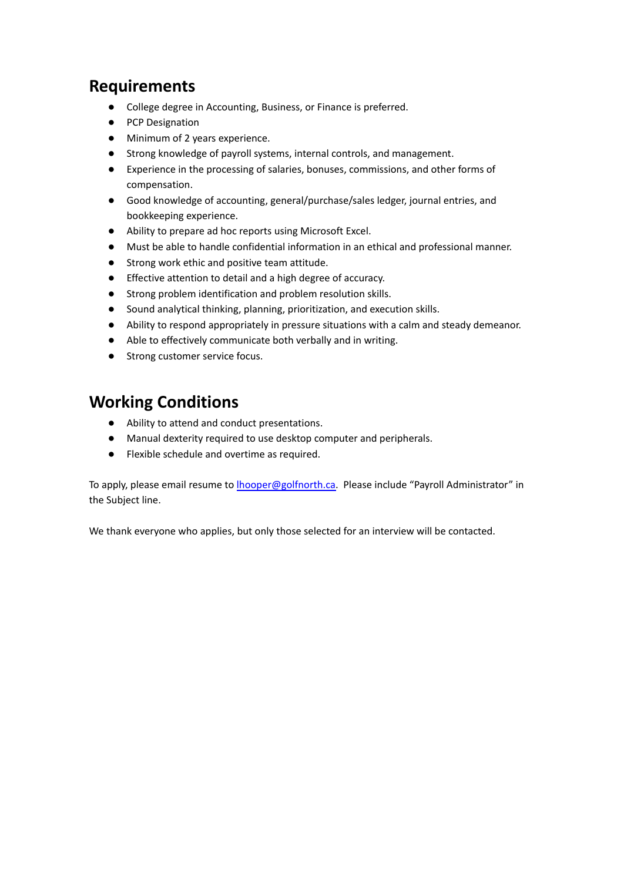## Requirements

- College degree in Accounting, Business, or Finance is preferred.
- PCP Designation
- Minimum of 2 years experience.
- Strong knowledge of payroll systems, internal controls, and management.
- Experience in the processing of salaries, bonuses, commissions, and other forms of compensation.
- Good knowledge of accounting, general/purchase/sales ledger, journal entries, and bookkeeping experience.
- Ability to prepare ad hoc reports using Microsoft Excel.
- Must be able to handle confidential information in an ethical and professional manner.
- Strong work ethic and positive team attitude.
- Effective attention to detail and a high degree of accuracy.
- Strong problem identification and problem resolution skills.
- Sound analytical thinking, planning, prioritization, and execution skills.
- Ability to respond appropriately in pressure situations with a calm and steady demeanor.
- Able to effectively communicate both verbally and in writing.
- Strong customer service focus.

## Working Conditions

- Ability to attend and conduct presentations.
- Manual dexterity required to use desktop computer and peripherals.
- Flexible schedule and overtime as required.

To apply, please email resume to lhooper@golfnorth.ca. Please include "Payroll Administrator" in the Subject line.

We thank everyone who applies, but only those selected for an interview will be contacted.